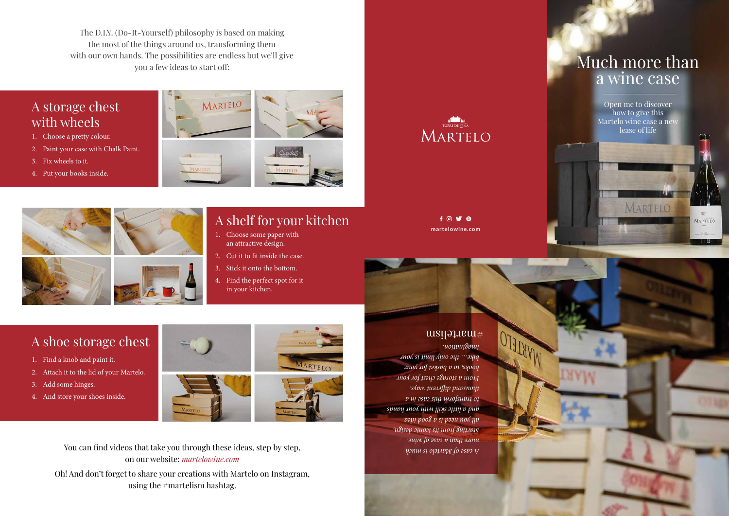The D.I.Y. (Do-It-Yourself) philosophy is based on making the most of the things around us, transforming them with our own hands. The possibilities are endless but we'll give you a few ideas to start off:

## A storage chest with wheels

1. Choose a pretty colour.
2. Paint your case with Chalk Paint.
3. Fix wheels to it.
4. Put your books inside.

## A shelf for your kitchen

1. Choose some paper with an attractive design.
2. Cut it to fit inside the case.
3. Stick it onto the bottom.
4. Find the perfect spot for it in your kitchen.

## A shoe storage chest

1. Find a knob and paint it.
2. Attach it to the lid of your Martelo.
3. Add some hinges.
4. And store your shoes inside.

You can find videos that take you through these ideas, step by step, on our website: *martelowine.com*

Oh! And don't forget to share your creations with Martelo on Instagram, using the #martelism hashtag.

*A case of Martelo is much more than a case of wine. Starting from its iconic design, all you need is a good idea and a little skill with your hands to transform this case in a thousand different ways. From a storage chest for your books, to a basket for your bike… the only limit is your imagination.*

#martelism

TORRE DE OÑA

MARTELO

martelowine.com

# Much more than a wine case

Open me to discover how to give this Martelo wine case a new lease of life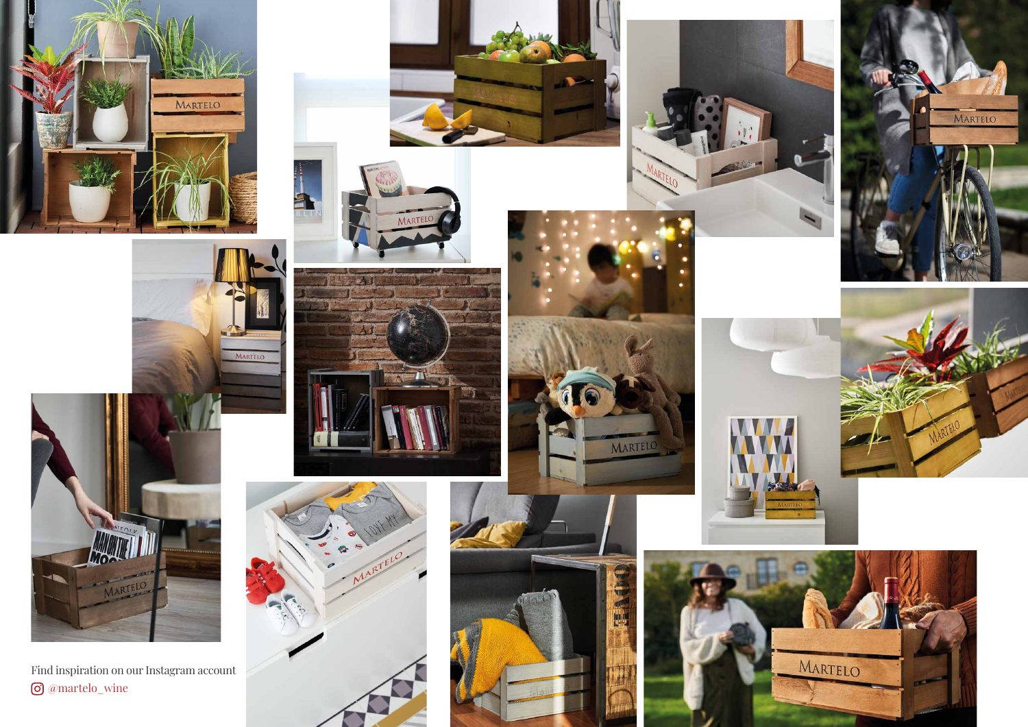Find inspiration on our Instagram account
@martelo_wine